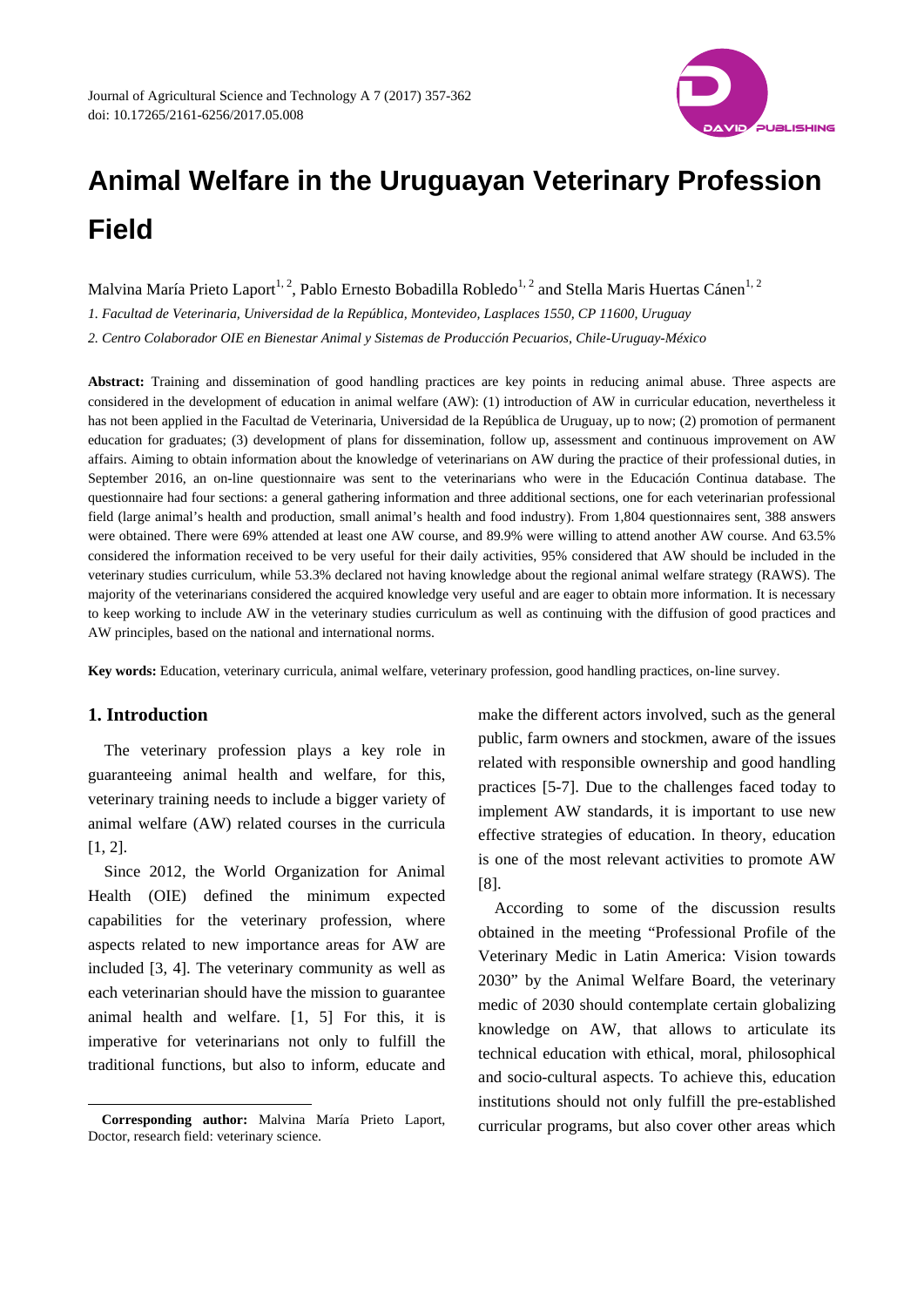# Animal Welfare in the Uruguayan Veterinary Profession Field

Malvina María Prieto Laport[1, 2], Pablo Ernesto Bobadilla Robledo[1, 2] and Stella Maris Huertas Cánen[1, 2]

*1. Facultad de Veterinaria, Universidad de la República, Montevideo, Lasplaces 1550, CP 11600, Uruguay*

*2. Centro Colaborador OIE en Bienestar Animal y Sistemas de Producción Pecuarios, Chile-Uruguay-México*

**Abstract:** Training and dissemination of good handling practices are key points in reducing animal abuse. Three aspects are considered in the development of education in animal welfare (AW): (1) introduction of AW in curricular education, nevertheless it has not been applied in the Facultad de Veterinaria, Universidad de la República de Uruguay, up to now; (2) promotion of permanent education for graduates; (3) development of plans for dissemination, follow up, assessment and continuous improvement on AW affairs. Aiming to obtain information about the knowledge of veterinarians on AW during the practice of their professional duties, in September 2016, an on-line questionnaire was sent to the veterinarians who were in the Educación Continua database. The questionnaire had four sections: a general gathering information and three additional sections, one for each veterinarian professional field (large animal's health and production, small animal's health and food industry). From 1,804 questionnaires sent, 388 answers were obtained. There were 69% attended at least one AW course, and 89.9% were willing to attend another AW course. And 63.5% considered the information received to be very useful for their daily activities, 95% considered that AW should be included in the veterinary studies curriculum, while 53.3% declared not having knowledge about the regional animal welfare strategy (RAWS). The majority of the veterinarians considered the acquired knowledge very useful and are eager to obtain more information. It is necessary to keep working to include AW in the veterinary studies curriculum as well as continuing with the diffusion of good practices and AW principles, based on the national and international norms.

**Key words:** Education, veterinary curricula, animal welfare, veterinary profession, good handling practices, on-line survey.

## 1. Introduction

The veterinary profession plays a key role in guaranteeing animal health and welfare, for this, veterinary training needs to include a bigger variety of animal welfare (AW) related courses in the curricula [1, 2].

Since 2012, the World Organization for Animal Health (OIE) defined the minimum expected capabilities for the veterinary profession, where aspects related to new importance areas for AW are included [3, 4]. The veterinary community as well as each veterinarian should have the mission to guarantee animal health and welfare. [1, 5] For this, it is imperative for veterinarians not only to fulfill the traditional functions, but also to inform, educate and make the different actors involved, such as the general public, farm owners and stockmen, aware of the issues related with responsible ownership and good handling practices [5-7]. Due to the challenges faced today to implement AW standards, it is important to use new effective strategies of education. In theory, education is one of the most relevant activities to promote AW [8].

According to some of the discussion results obtained in the meeting "Professional Profile of the Veterinary Medic in Latin America: Vision towards 2030" by the Animal Welfare Board, the veterinary medic of 2030 should contemplate certain globalizing knowledge on AW, that allows to articulate its technical education with ethical, moral, philosophical and socio-cultural aspects. To achieve this, education institutions should not only fulfill the pre-established curricular programs, but also cover other areas which

**Corresponding author:** Malvina María Prieto Laport, Doctor, research field: veterinary science.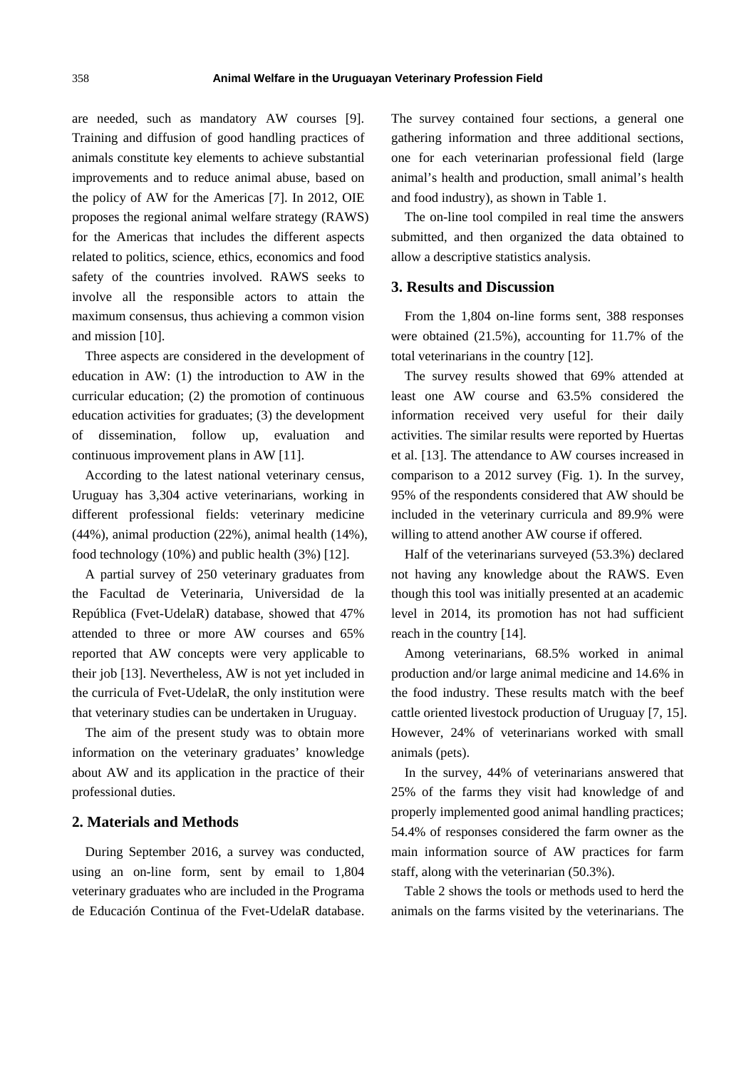are needed, such as mandatory AW courses [9]. Training and diffusion of good handling practices of animals constitute key elements to achieve substantial improvements and to reduce animal abuse, based on the policy of AW for the Americas [7]. In 2012, OIE proposes the regional animal welfare strategy (RAWS) for the Americas that includes the different aspects related to politics, science, ethics, economics and food safety of the countries involved. RAWS seeks to involve all the responsible actors to attain the maximum consensus, thus achieving a common vision and mission [10].

Three aspects are considered in the development of education in AW: (1) the introduction to AW in the curricular education; (2) the promotion of continuous education activities for graduates; (3) the development of dissemination, follow up, evaluation and continuous improvement plans in AW [11].

According to the latest national veterinary census, Uruguay has 3,304 active veterinarians, working in different professional fields: veterinary medicine (44%), animal production (22%), animal health (14%), food technology (10%) and public health (3%) [12].

A partial survey of 250 veterinary graduates from the Facultad de Veterinaria, Universidad de la República (Fvet-UdelaR) database, showed that 47% attended to three or more AW courses and 65% reported that AW concepts were very applicable to their job [13]. Nevertheless, AW is not yet included in the curricula of Fvet-UdelaR, the only institution were that veterinary studies can be undertaken in Uruguay.

The aim of the present study was to obtain more information on the veterinary graduates' knowledge about AW and its application in the practice of their professional duties.

## 2. Materials and Methods

During September 2016, a survey was conducted, using an on-line form, sent by email to 1,804 veterinary graduates who are included in the Programa de Educación Continua of the Fvet-UdelaR database. The survey contained four sections, a general one gathering information and three additional sections, one for each veterinarian professional field (large animal's health and production, small animal's health and food industry), as shown in Table 1.

The on-line tool compiled in real time the answers submitted, and then organized the data obtained to allow a descriptive statistics analysis.

## 3. Results and Discussion

From the 1,804 on-line forms sent, 388 responses were obtained (21.5%), accounting for 11.7% of the total veterinarians in the country [12].

The survey results showed that 69% attended at least one AW course and 63.5% considered the information received very useful for their daily activities. The similar results were reported by Huertas et al. [13]. The attendance to AW courses increased in comparison to a 2012 survey (Fig. 1). In the survey, 95% of the respondents considered that AW should be included in the veterinary curricula and 89.9% were willing to attend another AW course if offered.

Half of the veterinarians surveyed (53.3%) declared not having any knowledge about the RAWS. Even though this tool was initially presented at an academic level in 2014, its promotion has not had sufficient reach in the country [14].

Among veterinarians, 68.5% worked in animal production and/or large animal medicine and 14.6% in the food industry. These results match with the beef cattle oriented livestock production of Uruguay [7, 15]. However, 24% of veterinarians worked with small animals (pets).

In the survey, 44% of veterinarians answered that 25% of the farms they visit had knowledge of and properly implemented good animal handling practices; 54.4% of responses considered the farm owner as the main information source of AW practices for farm staff, along with the veterinarian (50.3%).

Table 2 shows the tools or methods used to herd the animals on the farms visited by the veterinarians. The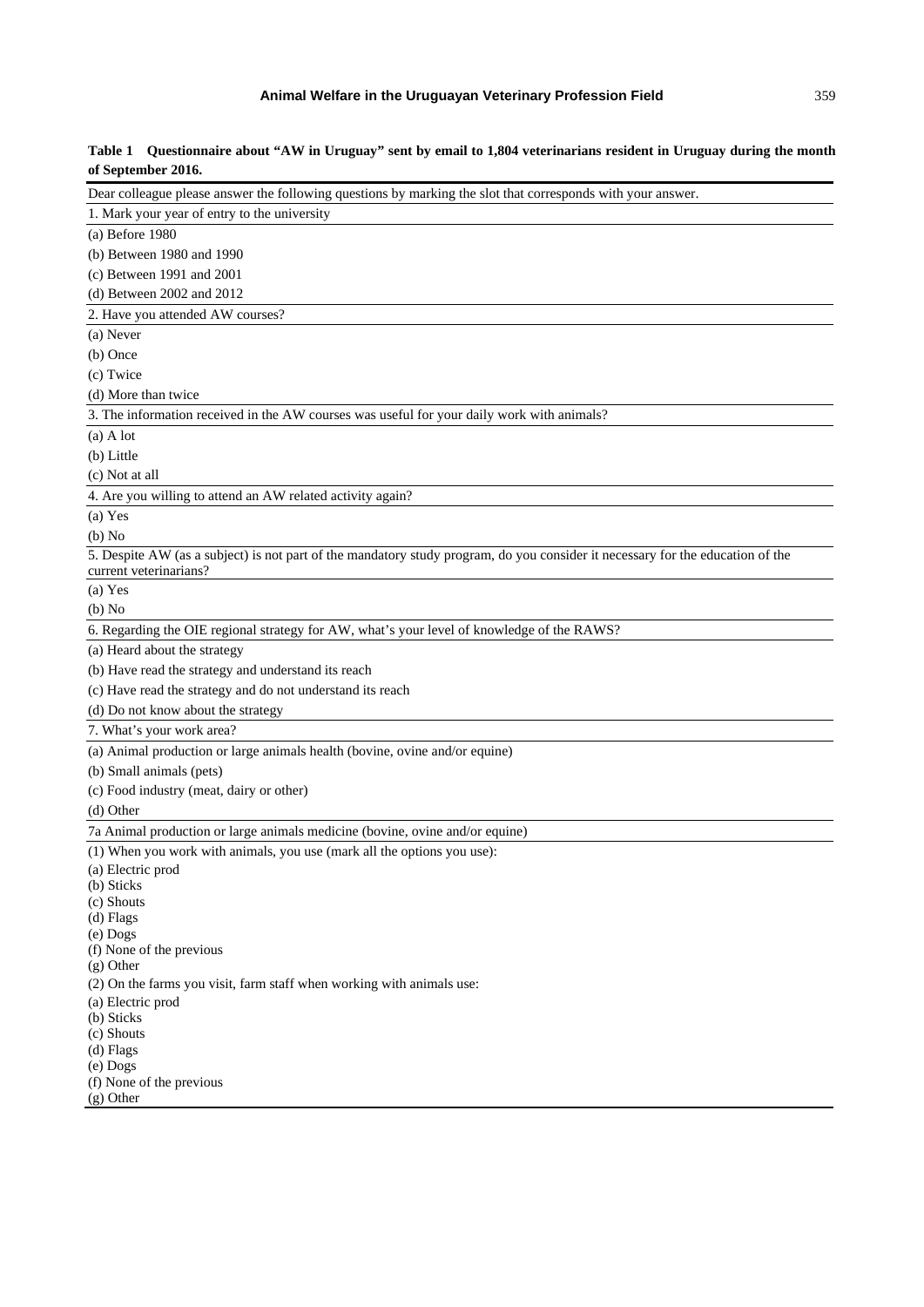**Table 1 Questionnaire about "AW in Uruguay" sent by email to 1,804 veterinarians resident in Uruguay during the month of September 2016.**

| |
|---|
| Dear colleague please answer the following questions by marking the slot that corresponds with your answer. |
| 1. Mark your year of entry to the university |
| (a) Before 1980 |
| (b) Between 1980 and 1990 |
| (c) Between 1991 and 2001 |
| (d) Between 2002 and 2012 |
| 2. Have you attended AW courses? |
| (a) Never |
| (b) Once |
| (c) Twice |
| (d) More than twice |
| 3. The information received in the AW courses was useful for your daily work with animals? |
| (a) A lot |
| (b) Little |
| (c) Not at all |
| 4. Are you willing to attend an AW related activity again? |
| (a) Yes |
| (b) No |
| 5. Despite AW (as a subject) is not part of the mandatory study program, do you consider it necessary for the education of the current veterinarians? |
| (a) Yes |
| (b) No |
| 6. Regarding the OIE regional strategy for AW, what's your level of knowledge of the RAWS? |
| (a) Heard about the strategy |
| (b) Have read the strategy and understand its reach |
| (c) Have read the strategy and do not understand its reach |
| (d) Do not know about the strategy |
| 7. What's your work area? |
| (a) Animal production or large animals health (bovine, ovine and/or equine) |
| (b) Small animals (pets) |
| (c) Food industry (meat, dairy or other) |
| (d) Other |
| 7a Animal production or large animals medicine (bovine, ovine and/or equine) |
| (1) When you work with animals, you use (mark all the options you use): <br> (a) Electric prod <br> (b) Sticks <br> (c) Shouts <br> (d) Flags <br> (e) Dogs <br> (f) None of the previous <br> (g) Other <br> (2) On the farms you visit, farm staff when working with animals use: <br> (a) Electric prod <br> (b) Sticks <br> (c) Shouts <br> (d) Flags <br> (e) Dogs <br> (f) None of the previous <br> (g) Other |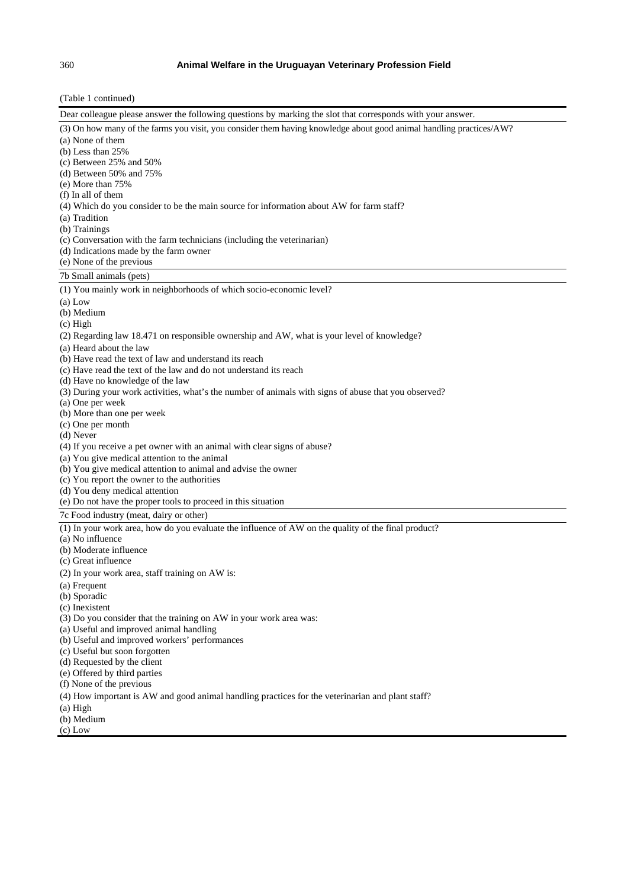(Table 1 continued)

| Dear colleague please answer the following questions by marking the slot that corresponds with your answer. |
|---|
| (3) On how many of the farms you visit, you consider them having knowledge about good animal handling practices/AW?<br>(a) None of them<br>(b) Less than 25%<br>(c) Between 25% and 50%<br>(d) Between 50% and 75%<br>(e) More than 75%<br>(f) In all of them<br>(4) Which do you consider to be the main source for information about AW for farm staff?<br>(a) Tradition<br>(b) Trainings<br>(c) Conversation with the farm technicians (including the veterinarian)<br>(d) Indications made by the farm owner<br>(e) None of the previous |
| 7b Small animals (pets) |
| (1) You mainly work in neighborhoods of which socio-economic level?<br>(a) Low<br>(b) Medium<br>(c) High<br>(2) Regarding law 18.471 on responsible ownership and AW, what is your level of knowledge?<br>(a) Heard about the law<br>(b) Have read the text of law and understand its reach<br>(c) Have read the text of the law and do not understand its reach<br>(d) Have no knowledge of the law<br>(3) During your work activities, what's the number of animals with signs of abuse that you observed?<br>(a) One per week<br>(b) More than one per week<br>(c) One per month<br>(d) Never<br>(4) If you receive a pet owner with an animal with clear signs of abuse?<br>(a) You give medical attention to the animal<br>(b) You give medical attention to animal and advise the owner<br>(c) You report the owner to the authorities<br>(d) You deny medical attention<br>(e) Do not have the proper tools to proceed in this situation |
| 7c Food industry (meat, dairy or other) |
| (1) In your work area, how do you evaluate the influence of AW on the quality of the final product?<br>(a) No influence<br>(b) Moderate influence<br>(c) Great influence<br>(2) In your work area, staff training on AW is:<br>(a) Frequent<br>(b) Sporadic<br>(c) Inexistent<br>(3) Do you consider that the training on AW in your work area was:<br>(a) Useful and improved animal handling<br>(b) Useful and improved workers' performances<br>(c) Useful but soon forgotten<br>(d) Requested by the client<br>(e) Offered by third parties<br>(f) None of the previous<br>(4) How important is AW and good animal handling practices for the veterinarian and plant staff?<br>(a) High<br>(b) Medium<br>(c) Low |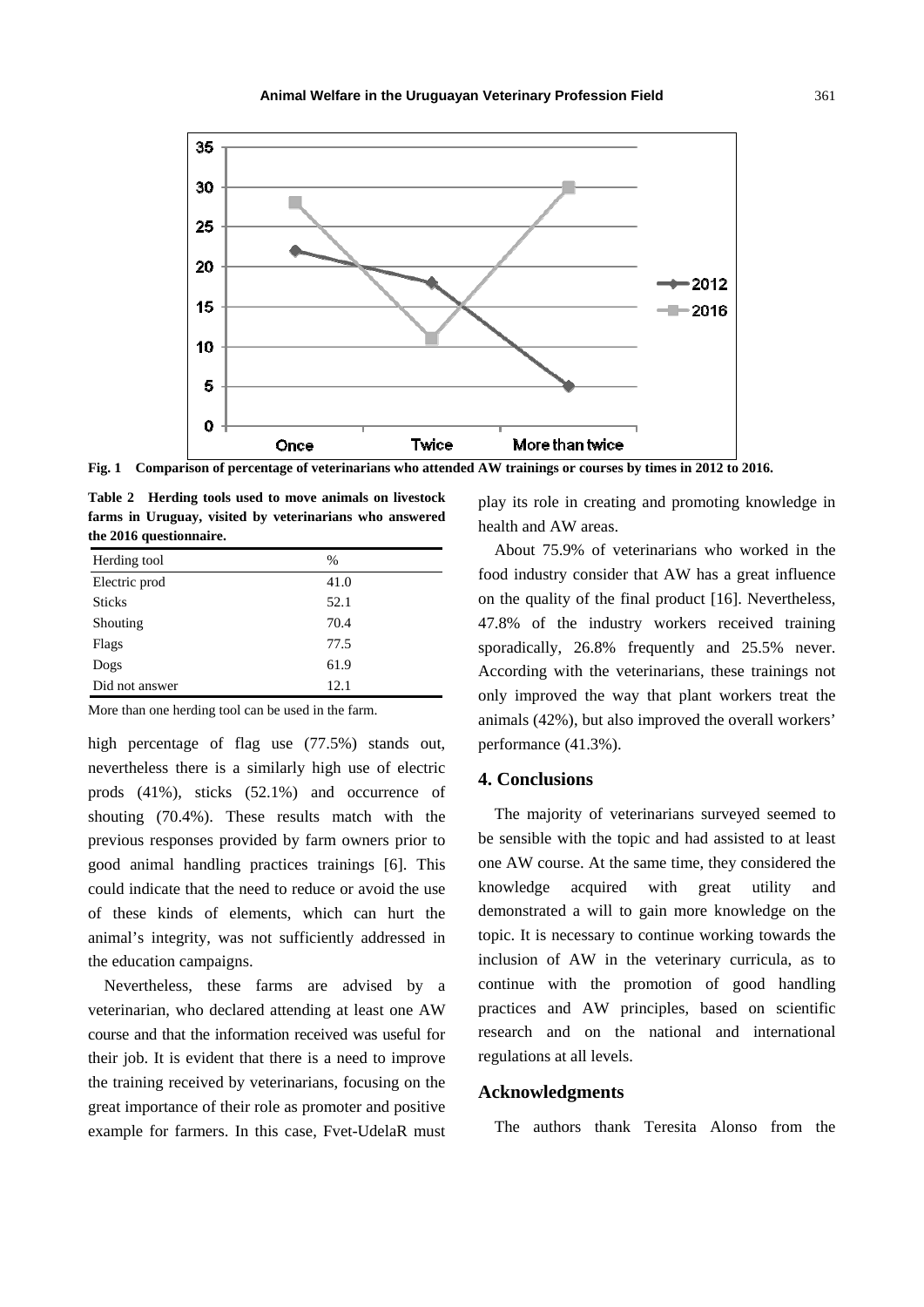35
30
25
20
15
10
5
0
Once
Twice
More than twice
2012
2016

**Fig. 1 Comparison of percentage of veterinarians who attended AW trainings or courses by times in 2012 to 2016.**

**Table 2 Herding tools used to move animals on livestock farms in Uruguay, visited by veterinarians who answered the 2016 questionnaire.**

| Herding tool | % |
|---|---|
| Electric prod | 41.0 |
| Sticks | 52.1 |
| Shouting | 70.4 |
| Flags | 77.5 |
| Dogs | 61.9 |
| Did not answer | 12.1 |

More than one herding tool can be used in the farm.

high percentage of flag use (77.5%) stands out, nevertheless there is a similarly high use of electric prods (41%), sticks (52.1%) and occurrence of shouting (70.4%). These results match with the previous responses provided by farm owners prior to good animal handling practices trainings [6]. This could indicate that the need to reduce or avoid the use of these kinds of elements, which can hurt the animal's integrity, was not sufficiently addressed in the education campaigns.

Nevertheless, these farms are advised by a veterinarian, who declared attending at least one AW course and that the information received was useful for their job. It is evident that there is a need to improve the training received by veterinarians, focusing on the great importance of their role as promoter and positive example for farmers. In this case, Fvet-UdelaR must play its role in creating and promoting knowledge in health and AW areas.

About 75.9% of veterinarians who worked in the food industry consider that AW has a great influence on the quality of the final product [16]. Nevertheless, 47.8% of the industry workers received training sporadically, 26.8% frequently and 25.5% never. According with the veterinarians, these trainings not only improved the way that plant workers treat the animals (42%), but also improved the overall workers' performance (41.3%).

## 4. Conclusions

The majority of veterinarians surveyed seemed to be sensible with the topic and had assisted to at least one AW course. At the same time, they considered the knowledge acquired with great utility and demonstrated a will to gain more knowledge on the topic. It is necessary to continue working towards the inclusion of AW in the veterinary curricula, as to continue with the promotion of good handling practices and AW principles, based on scientific research and on the national and international regulations at all levels.

## Acknowledgments

The authors thank Teresita Alonso from the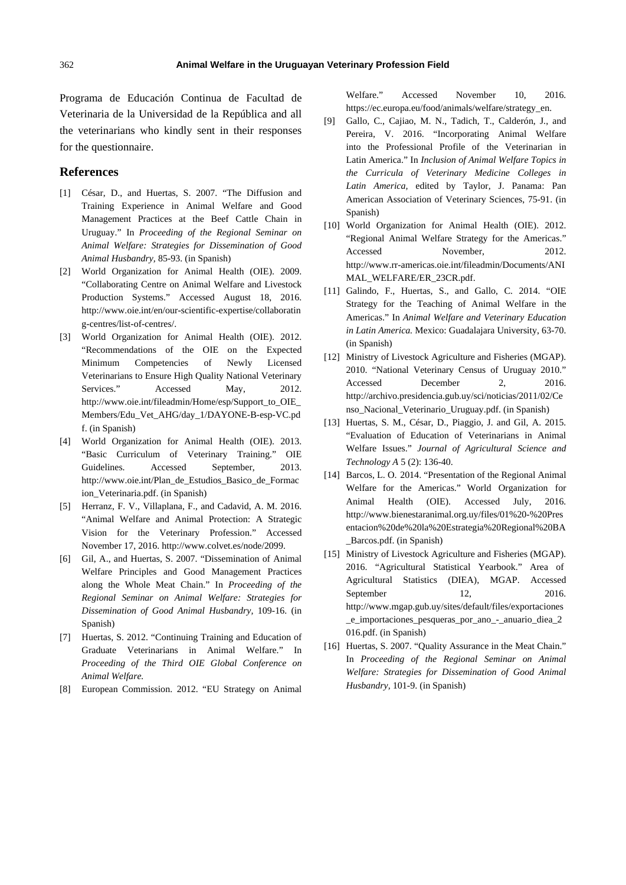Programa de Educación Continua de Facultad de Veterinaria de la Universidad de la República and all the veterinarians who kindly sent in their responses for the questionnaire.

## References

[1] César, D., and Huertas, S. 2007. "The Diffusion and Training Experience in Animal Welfare and Good Management Practices at the Beef Cattle Chain in Uruguay." In *Proceeding of the Regional Seminar on Animal Welfare: Strategies for Dissemination of Good Animal Husbandry*, 85-93. (in Spanish)

[2] World Organization for Animal Health (OIE). 2009. "Collaborating Centre on Animal Welfare and Livestock Production Systems." Accessed August 18, 2016. http://www.oie.int/en/our-scientific-expertise/collaborating-centres/list-of-centres/.

[3] World Organization for Animal Health (OIE). 2012. "Recommendations of the OIE on the Expected Minimum Competencies of Newly Licensed Veterinarians to Ensure High Quality National Veterinary Services." Accessed May, 2012. http://www.oie.int/fileadmin/Home/esp/Support_to_OIE_Members/Edu_Vet_AHG/day_1/DAYONE-B-esp-VC.pdf. (in Spanish)

[4] World Organization for Animal Health (OIE). 2013. "Basic Curriculum of Veterinary Training." OIE Guidelines. Accessed September, 2013. http://www.oie.int/Plan_de_Estudios_Basico_de_Formacion_Veterinaria.pdf. (in Spanish)

[5] Herranz, F. V., Villaplana, F., and Cadavid, A. M. 2016. "Animal Welfare and Animal Protection: A Strategic Vision for the Veterinary Profession." Accessed November 17, 2016. http://www.colvet.es/node/2099.

[6] Gil, A., and Huertas, S. 2007. "Dissemination of Animal Welfare Principles and Good Management Practices along the Whole Meat Chain." In *Proceeding of the Regional Seminar on Animal Welfare: Strategies for Dissemination of Good Animal Husbandry*, 109-16. (in Spanish)

[7] Huertas, S. 2012. "Continuing Training and Education of Graduate Veterinarians in Animal Welfare." In *Proceeding of the Third OIE Global Conference on Animal Welfare.*

[8] European Commission. 2012. "EU Strategy on Animal Welfare." Accessed November 10, 2016. https://ec.europa.eu/food/animals/welfare/strategy_en.

[9] Gallo, C., Cajiao, M. N., Tadich, T., Calderón, J., and Pereira, V. 2016. "Incorporating Animal Welfare into the Professional Profile of the Veterinarian in Latin America." In *Inclusion of Animal Welfare Topics in the Curricula of Veterinary Medicine Colleges in Latin America*, edited by Taylor, J. Panama: Pan American Association of Veterinary Sciences, 75-91. (in Spanish)

[10] World Organization for Animal Health (OIE). 2012. "Regional Animal Welfare Strategy for the Americas." Accessed November, 2012. http://www.rr-americas.oie.int/fileadmin/Documents/ANIMAL_WELFARE/ER_23CR.pdf.

[11] Galindo, F., Huertas, S., and Gallo, C. 2014. "OIE Strategy for the Teaching of Animal Welfare in the Americas." In *Animal Welfare and Veterinary Education in Latin America.* Mexico: Guadalajara University, 63-70. (in Spanish)

[12] Ministry of Livestock Agriculture and Fisheries (MGAP). 2010. "National Veterinary Census of Uruguay 2010." Accessed December 2, 2016. http://archivo.presidencia.gub.uy/sci/noticias/2011/02/Censo_Nacional_Veterinario_Uruguay.pdf. (in Spanish)

[13] Huertas, S. M., César, D., Piaggio, J. and Gil, A. 2015. "Evaluation of Education of Veterinarians in Animal Welfare Issues." *Journal of Agricultural Science and Technology A* 5 (2): 136-40.

[14] Barcos, L. O. 2014. "Presentation of the Regional Animal Welfare for the Americas." World Organization for Animal Health (OIE). Accessed July, 2016. http://www.bienestaranimal.org.uy/files/01%20-%20Presentacion%20de%20la%20Estrategia%20Regional%20BA_Barcos.pdf. (in Spanish)

[15] Ministry of Livestock Agriculture and Fisheries (MGAP). 2016. "Agricultural Statistical Yearbook." Area of Agricultural Statistics (DIEA), MGAP. Accessed September 12, 2016. http://www.mgap.gub.uy/sites/default/files/exportaciones_e_importaciones_pesqueras_por_ano_-_anuario_diea_2016.pdf. (in Spanish)

[16] Huertas, S. 2007. "Quality Assurance in the Meat Chain." In *Proceeding of the Regional Seminar on Animal Welfare: Strategies for Dissemination of Good Animal Husbandry*, 101-9. (in Spanish)